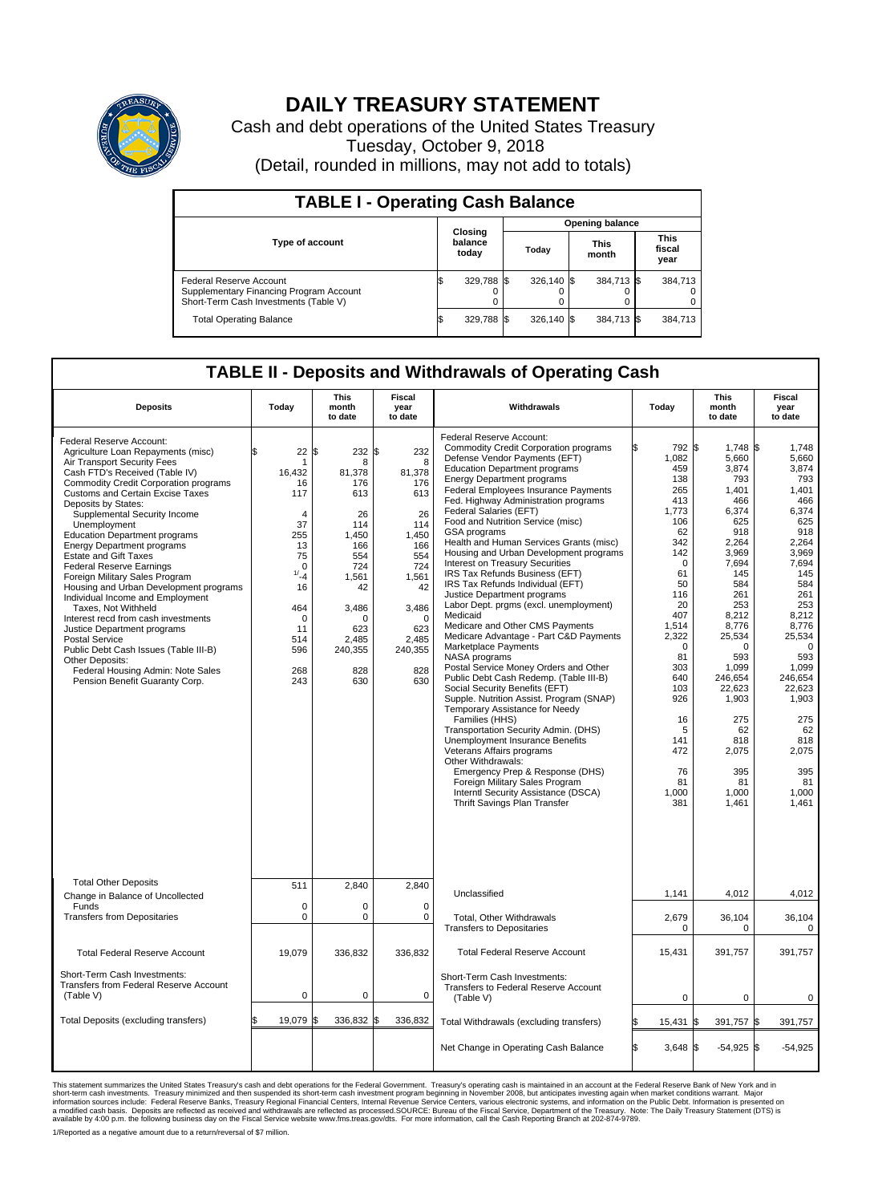# DAILY TREASURY STATEMENT

Cash and debt operations of the United States Treasury

Tuesday, October 9, 2018

(Detail, rounded in millions, may not add to totals)

## TABLE I - Operating Cash Balance

| Type of account | Closing balance today | Opening balance Today | Opening balance This month | Opening balance This fiscal year |
|---|---|---|---|---|
| Federal Reserve Account | $ 329,788 | $ 326,140 | $ 384,713 | $ 384,713 |
| Supplementary Financing Program Account | 0 | 0 | 0 | 0 |
| Short-Term Cash Investments (Table V) | 0 | 0 | 0 | 0 |
| Total Operating Balance | $ 329,788 | $ 326,140 | $ 384,713 | $ 384,713 |

## TABLE II - Deposits and Withdrawals of Operating Cash

| Deposits | Today | This month to date | Fiscal year to date | Withdrawals | Today | This month to date | Fiscal year to date |
|---|---|---|---|---|---|---|---|
| Federal Reserve Account: | | | | Federal Reserve Account: | | | |
| Agriculture Loan Repayments (misc) | $ 22 | $ 232 | $ 232 | Commodity Credit Corporation programs | $ 792 | $ 1,748 | $ 1,748 |
| Air Transport Security Fees | 1 | 8 | 8 | Defense Vendor Payments (EFT) | 1,082 | 5,660 | 5,660 |
| Cash FTD's Received (Table IV) | 16,432 | 81,378 | 81,378 | Education Department programs | 459 | 3,874 | 3,874 |
| Commodity Credit Corporation programs | 16 | 176 | 176 | Energy Department programs | 138 | 793 | 793 |
| Customs and Certain Excise Taxes | 117 | 613 | 613 | Federal Employees Insurance Payments | 265 | 1,401 | 1,401 |
| Deposits by States: | | | | Fed. Highway Administration programs | 413 | 466 | 466 |
| Supplemental Security Income | 4 | 26 | 26 | Federal Salaries (EFT) | 1,773 | 6,374 | 6,374 |
| Unemployment | 37 | 114 | 114 | Food and Nutrition Service (misc) | 106 | 625 | 625 |
| Education Department programs | 255 | 1,450 | 1,450 | GSA programs | 62 | 918 | 918 |
| Energy Department programs | 13 | 166 | 166 | Health and Human Services Grants (misc) | 342 | 2,264 | 2,264 |
| Estate and Gift Taxes | 75 | 554 | 554 | Housing and Urban Development programs | 142 | 3,969 | 3,969 |
| Federal Reserve Earnings | 0 | 724 | 724 | Interest on Treasury Securities | 0 | 7,694 | 7,694 |
| Foreign Military Sales Program | 1/ -4 | 1,561 | 1,561 | IRS Tax Refunds Business (EFT) | 61 | 145 | 145 |
| Housing and Urban Development programs | 16 | 42 | 42 | IRS Tax Refunds Individual (EFT) | 50 | 584 | 584 |
| Individual Income and Employment Taxes, Not Withheld | 464 | 3,486 | 3,486 | Justice Department programs | 116 | 261 | 261 |
| Interest recd from cash investments | 0 | 0 | 0 | Labor Dept. prgms (excl. unemployment) | 20 | 253 | 253 |
| Justice Department programs | 11 | 623 | 623 | Medicaid | 407 | 8,212 | 8,212 |
| Postal Service | 514 | 2,485 | 2,485 | Medicare and Other CMS Payments | 1,514 | 8,776 | 8,776 |
| Public Debt Cash Issues (Table III-B) | 596 | 240,355 | 240,355 | Medicare Advantage - Part C&D Payments | 2,322 | 25,534 | 25,534 |
| Other Deposits: | | | | Marketplace Payments | 0 | 0 | 0 |
| Federal Housing Admin: Note Sales | 268 | 828 | 828 | NASA programs | 81 | 593 | 593 |
| Pension Benefit Guaranty Corp. | 243 | 630 | 630 | Postal Service Money Orders and Other | 303 | 1,099 | 1,099 |
| | | | | Public Debt Cash Redemp. (Table III-B) | 640 | 246,654 | 246,654 |
| | | | | Social Security Benefits (EFT) | 103 | 22,623 | 22,623 |
| | | | | Supple. Nutrition Assist. Program (SNAP) | 926 | 1,903 | 1,903 |
| | | | | Temporary Assistance for Needy Families (HHS) | 16 | 275 | 275 |
| | | | | Transportation Security Admin. (DHS) | 5 | 62 | 62 |
| | | | | Unemployment Insurance Benefits | 141 | 818 | 818 |
| | | | | Veterans Affairs programs | 472 | 2,075 | 2,075 |
| | | | | Other Withdrawals: | | | |
| | | | | Emergency Prep & Response (DHS) | 76 | 395 | 395 |
| | | | | Foreign Military Sales Program | 81 | 81 | 81 |
| | | | | Interntl Security Assistance (DSCA) | 1,000 | 1,000 | 1,000 |
| | | | | Thrift Savings Plan Transfer | 381 | 1,461 | 1,461 |
| Total Other Deposits | 511 | 2,840 | 2,840 | Unclassified | 1,141 | 4,012 | 4,012 |
| Change in Balance of Uncollected Funds | 0 | 0 | 0 | | | | |
| Transfers from Depositaries | 0 | 0 | 0 | Total, Other Withdrawals | 2,679 | 36,104 | 36,104 |
| | | | | Transfers to Depositaries | 0 | 0 | 0 |
| Total Federal Reserve Account | 19,079 | 336,832 | 336,832 | Total Federal Reserve Account | 15,431 | 391,757 | 391,757 |
| Short-Term Cash Investments: Transfers from Federal Reserve Account (Table V) | 0 | 0 | 0 | Short-Term Cash Investments: Transfers to Federal Reserve Account (Table V) | 0 | 0 | 0 |
| Total Deposits (excluding transfers) | $ 19,079 | $ 336,832 | $ 336,832 | Total Withdrawals (excluding transfers) | $ 15,431 | $ 391,757 | $ 391,757 |
| | | | | Net Change in Operating Cash Balance | $ 3,648 | $ -54,925 | $ -54,925 |

This statement summarizes the United States Treasury's cash and debt operations for the Federal Government. Treasury's operating cash is maintained in an account at the Federal Reserve Bank of New York and in short-term cash investments. Treasury minimized and then suspended its short-term cash investment program beginning in November 2008, but anticipates investing again when market conditions warrant. Major information sources include: Federal Reserve Banks, Treasury Regional Financial Centers, Internal Revenue Service Centers, various electronic systems, and information on the Public Debt. Information is presented on a modified cash basis. Deposits are reflected as received and withdrawals are reflected as processed.SOURCE: Bureau of the Fiscal Service, Department of the Treasury. Note: The Daily Treasury Statement (DTS) is available by 4:00 p.m. the following business day on the Fiscal Service website www.fms.treas.gov/dts. For more information, call the Cash Reporting Branch at 202-874-9789.

1/Reported as a negative amount due to a return/reversal of $7 million.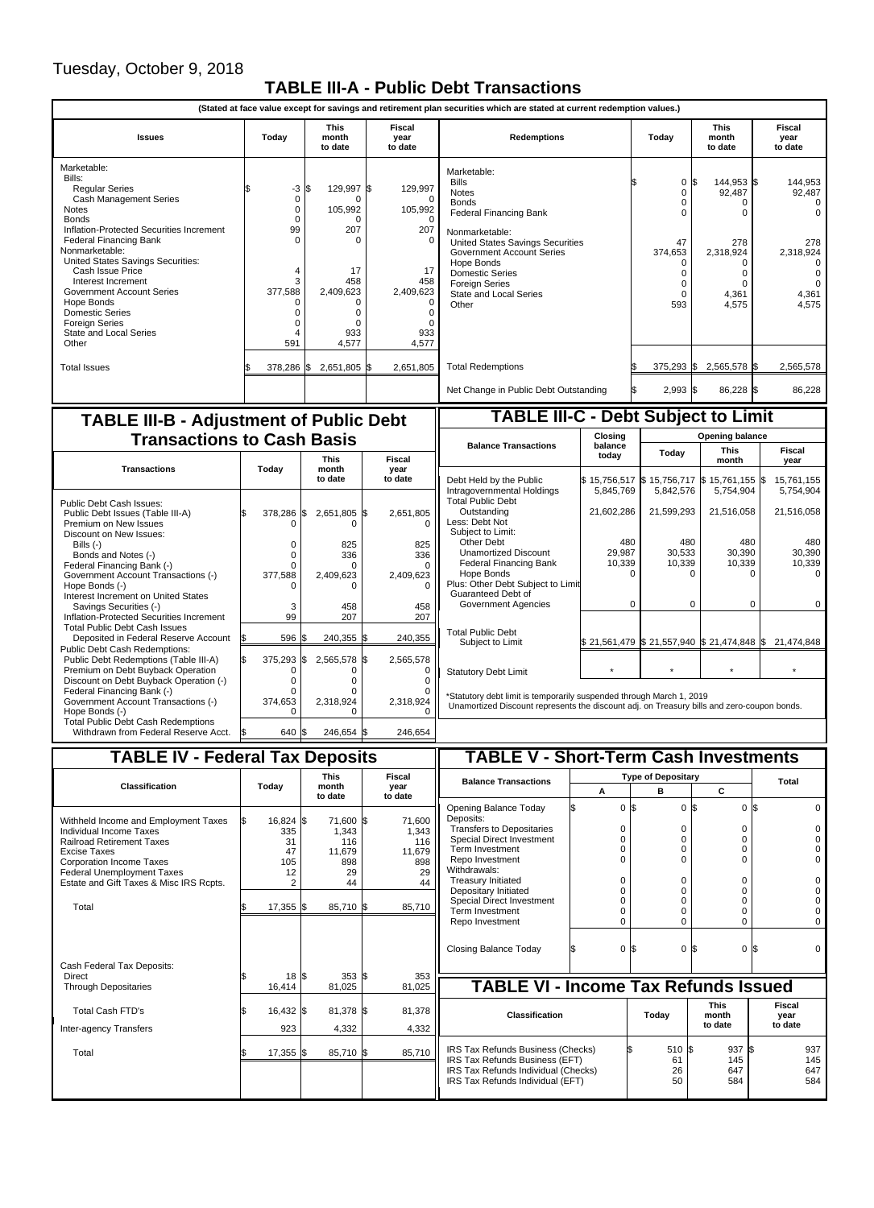Tuesday, October 9, 2018

# TABLE III-A - Public Debt Transactions

(Stated at face value except for savings and retirement plan securities which are stated at current redemption values.)

| Issues | Today | This month to date | Fiscal year to date | Redemptions | Today | This month to date | Fiscal year to date |
|---|---|---|---|---|---|---|---|
| Marketable: | | | | Marketable: | | | |
| Bills: | | | | Bills | $ 0 | $ 144,953 | $ 144,953 |
| Regular Series | $ -3 | $ 129,997 | $ 129,997 | Notes | 0 | 92,487 | 92,487 |
| Cash Management Series | 0 | 0 | 0 | Bonds | 0 | 0 | 0 |
| Notes | 0 | 105,992 | 105,992 | Federal Financing Bank | 0 | 0 | 0 |
| Bonds | 0 | 0 | 0 | Nonmarketable: | | | |
| Inflation-Protected Securities Increment | 99 | 207 | 207 | United States Savings Securities | 47 | 278 | 278 |
| Federal Financing Bank | 0 | 0 | 0 | Government Account Series | 374,653 | 2,318,924 | 2,318,924 |
| Nonmarketable: | | | | Hope Bonds | 0 | 0 | 0 |
| United States Savings Securities: | | | | Domestic Series | 0 | 0 | 0 |
| Cash Issue Price | 4 | 17 | 17 | Foreign Series | 0 | 0 | 0 |
| Interest Increment | 3 | 458 | 458 | State and Local Series | 0 | 4,361 | 4,361 |
| Government Account Series | 377,588 | 2,409,623 | 2,409,623 | Other | 593 | 4,575 | 4,575 |
| Hope Bonds | 0 | 0 | 0 | | | | |
| Domestic Series | 0 | 0 | 0 | | | | |
| Foreign Series | 0 | 0 | 0 | | | | |
| State and Local Series | 4 | 933 | 933 | | | | |
| Other | 591 | 4,577 | 4,577 | | | | |
| Total Issues | $ 378,286 | $ 2,651,805 | $ 2,651,805 | Total Redemptions | $ 375,293 | $ 2,565,578 | $ 2,565,578 |
| | | | | Net Change in Public Debt Outstanding | $ 2,993 | $ 86,228 | $ 86,228 |

# TABLE III-B - Adjustment of Public Debt Transactions to Cash Basis

| Transactions | Today | This month to date | Fiscal year to date |
|---|---|---|---|
| Public Debt Cash Issues: | | | |
| Public Debt Issues (Table III-A) | $ 378,286 | $ 2,651,805 | $ 2,651,805 |
| Premium on New Issues | 0 | 0 | 0 |
| Discount on New Issues: | | | |
| Bills (-) | 0 | 825 | 825 |
| Bonds and Notes (-) | 0 | 336 | 336 |
| Federal Financing Bank (-) | 0 | 0 | 0 |
| Government Account Transactions (-) | 377,588 | 2,409,623 | 2,409,623 |
| Hope Bonds (-) | 0 | 0 | 0 |
| Interest Increment on United States Savings Securities (-) | 3 | 458 | 458 |
| Inflation-Protected Securities Increment | 99 | 207 | 207 |
| Total Public Debt Cash Issues Deposited in Federal Reserve Account | $ 596 | $ 240,355 | $ 240,355 |
| Public Debt Cash Redemptions: | | | |
| Public Debt Redemptions (Table III-A) | $ 375,293 | $ 2,565,578 | $ 2,565,578 |
| Premium on Debt Buyback Operation | 0 | 0 | 0 |
| Discount on Debt Buyback Operation (-) | 0 | 0 | 0 |
| Federal Financing Bank (-) | 0 | 0 | 0 |
| Government Account Transactions (-) | 374,653 | 2,318,924 | 2,318,924 |
| Hope Bonds (-) | 0 | 0 | 0 |
| Total Public Debt Cash Redemptions Withdrawn from Federal Reserve Acct. | $ 640 | $ 246,654 | $ 246,654 |

# TABLE III-C - Debt Subject to Limit

| Balance Transactions | Closing balance today | Opening balance Today | Opening balance This month | Opening balance Fiscal year |
|---|---|---|---|---|
| Debt Held by the Public | $ 15,756,517 | $ 15,756,717 | $ 15,761,155 | $ 15,761,155 |
| Intragovernmental Holdings | 5,845,769 | 5,842,576 | 5,754,904 | 5,754,904 |
| Total Public Debt Outstanding | 21,602,286 | 21,599,293 | 21,516,058 | 21,516,058 |
| Less: Debt Not Subject to Limit: | | | | |
| Other Debt | 480 | 480 | 480 | 480 |
| Unamortized Discount | 29,987 | 30,533 | 30,390 | 30,390 |
| Federal Financing Bank | 10,339 | 10,339 | 10,339 | 10,339 |
| Hope Bonds | 0 | 0 | 0 | 0 |
| Plus: Other Debt Subject to Limit | | | | |
| Guaranteed Debt of Government Agencies | 0 | 0 | 0 | 0 |
| Total Public Debt Subject to Limit | $ 21,561,479 | $ 21,557,940 | $ 21,474,848 | $ 21,474,848 |
| Statutory Debt Limit | * | * | * | * |

*Statutory debt limit is temporarily suspended through March 1, 2019
Unamortized Discount represents the discount adj. on Treasury bills and zero-coupon bonds.

# TABLE IV - Federal Tax Deposits

| Classification | Today | This month to date | Fiscal year to date |
|---|---|---|---|
| Withheld Income and Employment Taxes | $ 16,824 | $ 71,600 | $ 71,600 |
| Individual Income Taxes | 335 | 1,343 | 1,343 |
| Railroad Retirement Taxes | 31 | 116 | 116 |
| Excise Taxes | 47 | 11,679 | 11,679 |
| Corporation Income Taxes | 105 | 898 | 898 |
| Federal Unemployment Taxes | 12 | 29 | 29 |
| Estate and Gift Taxes & Misc IRS Rcpts. | 2 | 44 | 44 |
| Total | $ 17,355 | $ 85,710 | $ 85,710 |
| Cash Federal Tax Deposits: | | | |
| Direct | $ 18 | $ 353 | $ 353 |
| Through Depositaries | 16,414 | 81,025 | 81,025 |
| Total Cash FTD's | $ 16,432 | $ 81,378 | $ 81,378 |
| Inter-agency Transfers | 923 | 4,332 | 4,332 |
| Total | $ 17,355 | $ 85,710 | $ 85,710 |

# TABLE V - Short-Term Cash Investments

| Balance Transactions | Type of Depositary A | Type of Depositary B | Type of Depositary C | Total |
|---|---|---|---|---|
| Opening Balance Today | $ 0 | $ 0 | $ 0 | $ 0 |
| Deposits: | | | | |
| Transfers to Depositaries | 0 | 0 | 0 | 0 |
| Special Direct Investment | 0 | 0 | 0 | 0 |
| Term Investment | 0 | 0 | 0 | 0 |
| Repo Investment | 0 | 0 | 0 | 0 |
| Withdrawals: | | | | |
| Treasury Initiated | 0 | 0 | 0 | 0 |
| Depositary Initiated | 0 | 0 | 0 | 0 |
| Special Direct Investment | 0 | 0 | 0 | 0 |
| Term Investment | 0 | 0 | 0 | 0 |
| Repo Investment | 0 | 0 | 0 | 0 |
| Closing Balance Today | $ 0 | $ 0 | $ 0 | $ 0 |

# TABLE VI - Income Tax Refunds Issued

| Classification | Today | This month to date | Fiscal year to date |
|---|---|---|---|
| IRS Tax Refunds Business (Checks) | $ 510 | $ 937 | $ 937 |
| IRS Tax Refunds Business (EFT) | 61 | 145 | 145 |
| IRS Tax Refunds Individual (Checks) | 26 | 647 | 647 |
| IRS Tax Refunds Individual (EFT) | 50 | 584 | 584 |